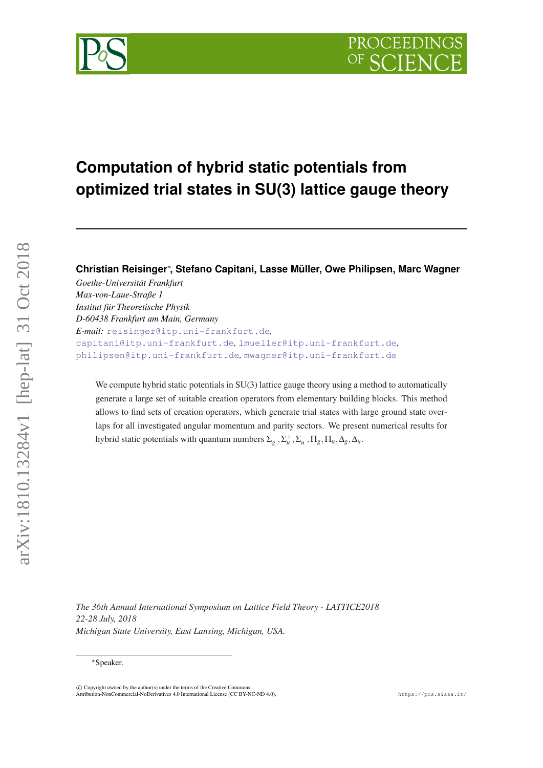# Computation of hybrid static potentials from optimized trial states in SU(3) lattice gauge theory

**Christian Reisinger***, **Stefano Capitani, Lasse Müller, Owe Philipsen, Marc Wagner**

*Goethe-Universität Frankfurt*
*Max-von-Laue-Straße 1*
*Institut für Theoretische Physik*
*D-60438 Frankfurt am Main, Germany*
*E-mail:* reisinger@itp.uni-frankfurt.de, capitani@itp.uni-frankfurt.de, lmueller@itp.uni-frankfurt.de, philipsen@itp.uni-frankfurt.de, mwagner@itp.uni-frankfurt.de

We compute hybrid static potentials in SU(3) lattice gauge theory using a method to automatically generate a large set of suitable creation operators from elementary building blocks. This method allows to find sets of creation operators, which generate trial states with large ground state overlaps for all investigated angular momentum and parity sectors. We present numerical results for hybrid static potentials with quantum numbers $\Sigma_g^-, \Sigma_u^+, \Sigma_u^-, \Pi_g, \Pi_u, \Delta_g, \Delta_u$.

*The 36th Annual International Symposium on Lattice Field Theory - LATTICE2018*
*22-28 July, 2018*
*Michigan State University, East Lansing, Michigan, USA.*

*Speaker.

© Copyright owned by the author(s) under the terms of the Creative Commons Attribution-NonCommercial-NoDerivatives 4.0 International License (CC BY-NC-ND 4.0).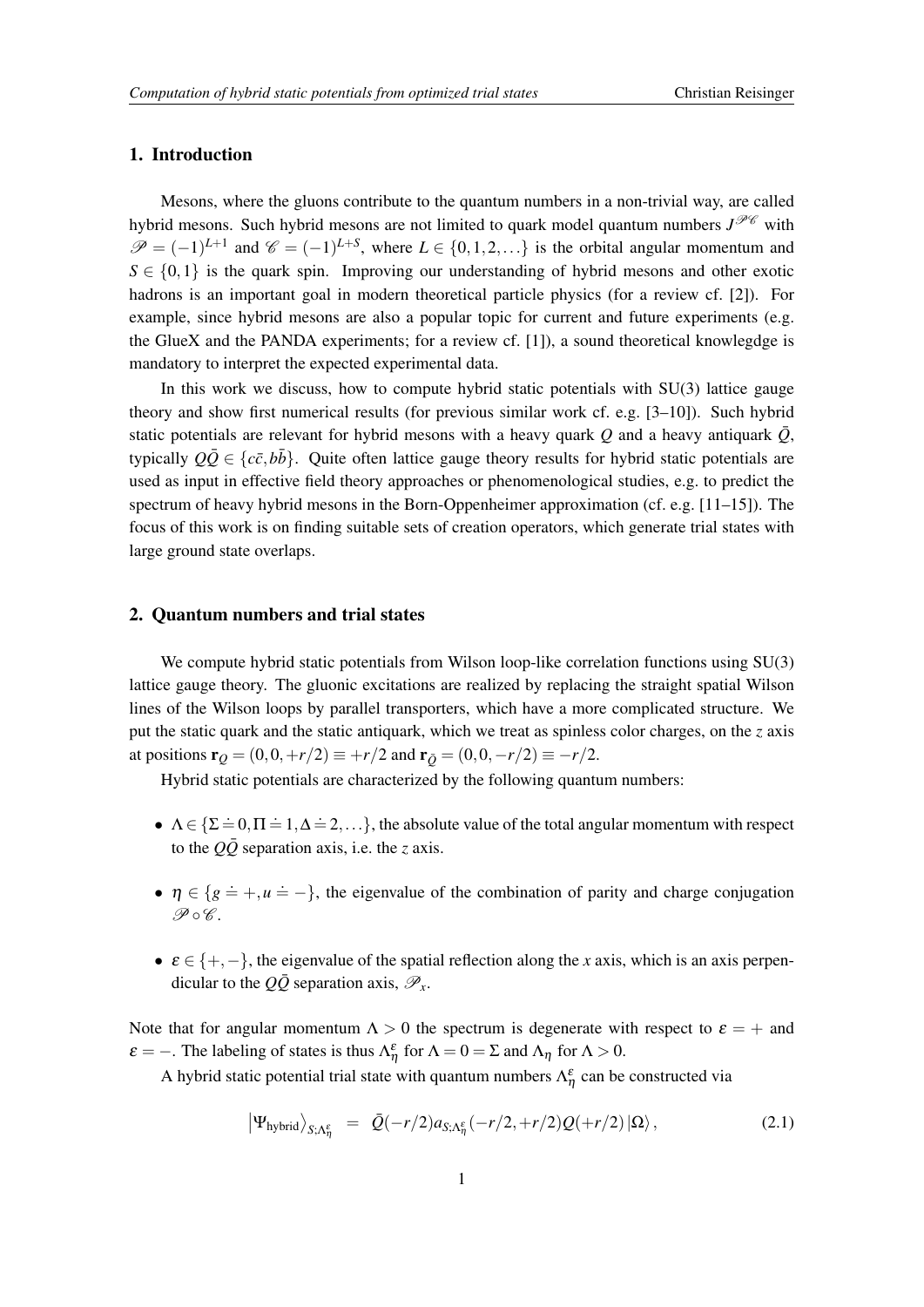## 1. Introduction

Mesons, where the gluons contribute to the quantum numbers in a non-trivial way, are called hybrid mesons. Such hybrid mesons are not limited to quark model quantum numbers $J^{\mathscr{P}\mathscr{C}}$ with $\mathscr{P} = (-1)^{L+1}$ and $\mathscr{C} = (-1)^{L+S}$, where $L \in \{0,1,2,\ldots\}$ is the orbital angular momentum and $S \in \{0,1\}$ is the quark spin. Improving our understanding of hybrid mesons and other exotic hadrons is an important goal in modern theoretical particle physics (for a review cf. [2]). For example, since hybrid mesons are also a popular topic for current and future experiments (e.g. the GlueX and the PANDA experiments; for a review cf. [1]), a sound theoretical knowlegdge is mandatory to interpret the expected experimental data.

In this work we discuss, how to compute hybrid static potentials with SU(3) lattice gauge theory and show first numerical results (for previous similar work cf. e.g. [3–10]). Such hybrid static potentials are relevant for hybrid mesons with a heavy quark $Q$ and a heavy antiquark $\bar{Q}$, typically $Q\bar{Q} \in \{c\bar{c}, b\bar{b}\}$. Quite often lattice gauge theory results for hybrid static potentials are used as input in effective field theory approaches or phenomenological studies, e.g. to predict the spectrum of heavy hybrid mesons in the Born-Oppenheimer approximation (cf. e.g. [11–15]). The focus of this work is on finding suitable sets of creation operators, which generate trial states with large ground state overlaps.

## 2. Quantum numbers and trial states

We compute hybrid static potentials from Wilson loop-like correlation functions using SU(3) lattice gauge theory. The gluonic excitations are realized by replacing the straight spatial Wilson lines of the Wilson loops by parallel transporters, which have a more complicated structure. We put the static quark and the static antiquark, which we treat as spinless color charges, on the $z$ axis at positions $\mathbf{r}_Q = (0,0,+r/2) \equiv +r/2$ and $\mathbf{r}_{\bar{Q}} = (0,0,-r/2) \equiv -r/2$.

Hybrid static potentials are characterized by the following quantum numbers:

- $\Lambda \in \{\Sigma \doteq 0, \Pi \doteq 1, \Delta \doteq 2, \ldots\}$, the absolute value of the total angular momentum with respect to the $Q\bar{Q}$ separation axis, i.e. the $z$ axis.
- $\eta \in \{g \doteq +, u \doteq -\}$, the eigenvalue of the combination of parity and charge conjugation $\mathscr{P} \circ \mathscr{C}$.
- $\varepsilon \in \{+,-\}$, the eigenvalue of the spatial reflection along the $x$ axis, which is an axis perpendicular to the $Q\bar{Q}$ separation axis, $\mathscr{P}_x$.

Note that for angular momentum $\Lambda > 0$ the spectrum is degenerate with respect to $\varepsilon = +$ and $\varepsilon = -$. The labeling of states is thus $\Lambda_\eta^\varepsilon$ for $\Lambda = 0 = \Sigma$ and $\Lambda_\eta$ for $\Lambda > 0$.

A hybrid static potential trial state with quantum numbers $\Lambda_\eta^\varepsilon$ can be constructed via

$$\left|\Psi_{\text{hybrid}}\right\rangle_{S;\Lambda_\eta^\varepsilon} = \bar{Q}(-r/2) a_{S;\Lambda_\eta^\varepsilon}(-r/2,+r/2) Q(+r/2) \left|\Omega\right\rangle, \tag{2.1}$$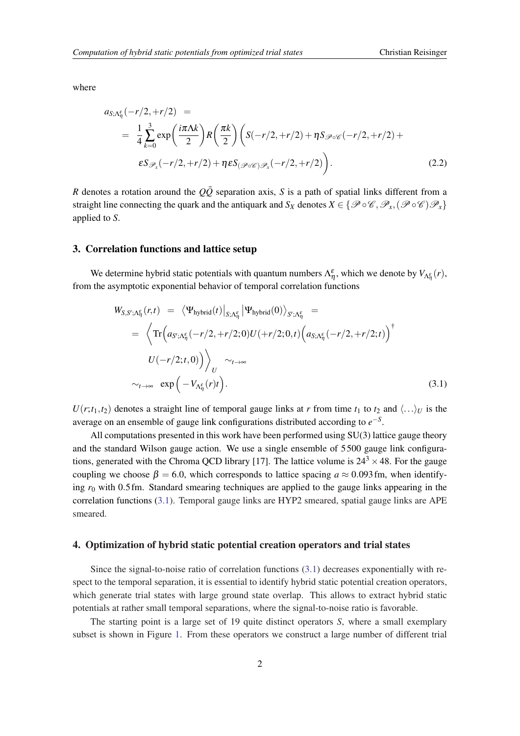where

$$
\begin{aligned}
a_{S;\Lambda_\eta^\epsilon}(-r/2,+r/2) \;&= \\
&= \frac{1}{4}\sum_{k=0}^{3} \exp\bigg(\frac{i\pi\Lambda k}{2}\bigg) R\bigg(\frac{\pi k}{2}\bigg)\bigg(S(-r/2,+r/2) + \eta S_{\mathscr{P}\circ\mathscr{C}}(-r/2,+r/2) + \\
&\quad \epsilon S_{\mathscr{P}_x}(-r/2,+r/2) + \eta\epsilon S_{(\mathscr{P}\circ\mathscr{C})\mathscr{P}_x}(-r/2,+r/2)\bigg).
\end{aligned} \tag{2.2}
$$

$R$ denotes a rotation around the $Q\bar{Q}$ separation axis, $S$ is a path of spatial links different from a straight line connecting the quark and the antiquark and $S_X$ denotes $X \in \{\mathscr{P}\circ\mathscr{C}, \mathscr{P}_x, (\mathscr{P}\circ\mathscr{C})\mathscr{P}_x\}$ applied to $S$.

## 3. Correlation functions and lattice setup

We determine hybrid static potentials with quantum numbers $\Lambda_\eta^\epsilon$, which we denote by $V_{\Lambda_\eta^\epsilon}(r)$, from the asymptotic exponential behavior of temporal correlation functions

$$
\begin{aligned}
W_{S,S';\Lambda_\eta^\epsilon}(r,t) \;&=\; \big\langle \Psi_{\text{hybrid}}(t)\big|_{S;\Lambda_\eta^\epsilon}\big|\Psi_{\text{hybrid}}(0)\big\rangle_{S';\Lambda_\eta^\epsilon} \;= \\
&= \;\bigg\langle \text{Tr}\Big(a_{S';\Lambda_\eta^\epsilon}(-r/2,+r/2;0)U(+r/2;0,t)\Big(a_{S;\Lambda_\eta^\epsilon}(-r/2,+r/2;t)\Big)^\dagger \\
&\qquad U(-r/2;t,0)\Big)\bigg\rangle_U \;\sim_{t\to\infty} \\
&\sim_{t\to\infty}\; \exp\Big(-V_{\Lambda_\eta^\epsilon}(r)t\Big).
\end{aligned} \tag{3.1}
$$

$U(r;t_1,t_2)$ denotes a straight line of temporal gauge links at $r$ from time $t_1$ to $t_2$ and $\langle\ldots\rangle_U$ is the average on an ensemble of gauge link configurations distributed according to $e^{-S}$.

All computations presented in this work have been performed using SU(3) lattice gauge theory and the standard Wilson gauge action. We use a single ensemble of 5500 gauge link configurations, generated with the Chroma QCD library [17]. The lattice volume is $24^3 \times 48$. For the gauge coupling we choose $\beta = 6.0$, which corresponds to lattice spacing $a \approx 0.093\,\text{fm}$, when identifying $r_0$ with $0.5\,\text{fm}$. Standard smearing techniques are applied to the gauge links appearing in the correlation functions (3.1). Temporal gauge links are HYP2 smeared, spatial gauge links are APE smeared.

## 4. Optimization of hybrid static potential creation operators and trial states

Since the signal-to-noise ratio of correlation functions (3.1) decreases exponentially with respect to the temporal separation, it is essential to identify hybrid static potential creation operators, which generate trial states with large ground state overlap. This allows to extract hybrid static potentials at rather small temporal separations, where the signal-to-noise ratio is favorable.

The starting point is a large set of 19 quite distinct operators $S$, where a small exemplary subset is shown in Figure 1. From these operators we construct a large number of different trial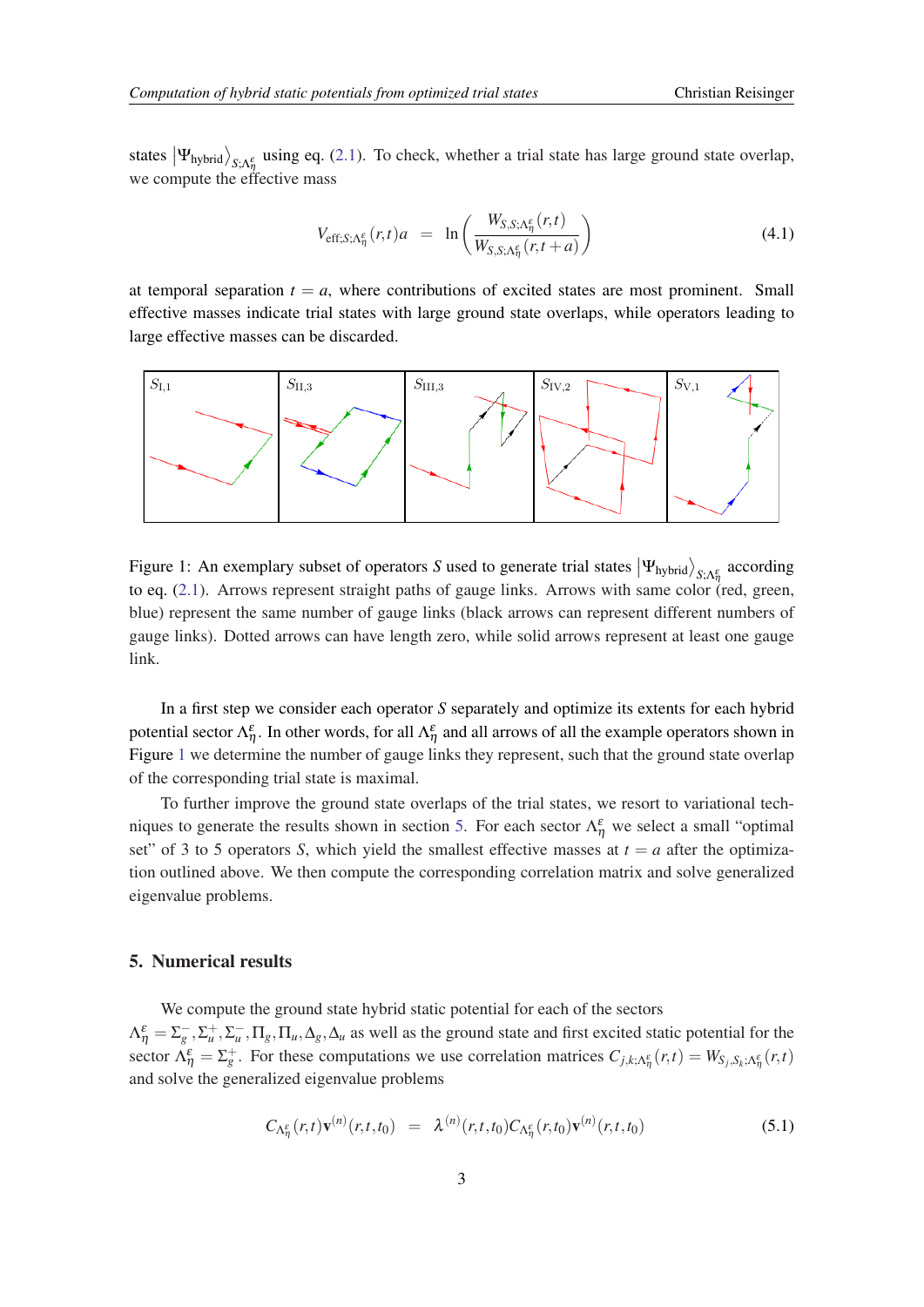states $|\Psi_{\text{hybrid}}\rangle_{S;\Lambda_\eta^\epsilon}$ using eq. (2.1). To check, whether a trial state has large ground state overlap, we compute the effective mass

$$V_{\text{eff};S;\Lambda_\eta^\epsilon}(r,t)a \quad = \quad \ln\left(\frac{W_{S,S;\Lambda_\eta^\epsilon}(r,t)}{W_{S,S;\Lambda_\eta^\epsilon}(r,t+a)}\right) \tag{4.1}$$

at temporal separation $t = a$, where contributions of excited states are most prominent. Small effective masses indicate trial states with large ground state overlaps, while operators leading to large effective masses can be discarded.

$S_{\text{I},1}$

$S_{\text{II},3}$

$S_{\text{III},3}$

$S_{\text{IV},2}$

$S_{\text{V},1}$

Figure 1: An exemplary subset of operators $S$ used to generate trial states $|\Psi_{\text{hybrid}}\rangle_{S;\Lambda_\eta^\epsilon}$ according to eq. (2.1). Arrows represent straight paths of gauge links. Arrows with same color (red, green, blue) represent the same number of gauge links (black arrows can represent different numbers of gauge links). Dotted arrows can have length zero, while solid arrows represent at least one gauge link.

In a first step we consider each operator $S$ separately and optimize its extents for each hybrid potential sector $\Lambda_\eta^\epsilon$. In other words, for all $\Lambda_\eta^\epsilon$ and all arrows of all the example operators shown in Figure 1 we determine the number of gauge links they represent, such that the ground state overlap of the corresponding trial state is maximal.

To further improve the ground state overlaps of the trial states, we resort to variational techniques to generate the results shown in section 5. For each sector $\Lambda_\eta^\epsilon$ we select a small "optimal set" of 3 to 5 operators $S$, which yield the smallest effective masses at $t = a$ after the optimization outlined above. We then compute the corresponding correlation matrix and solve generalized eigenvalue problems.

## 5. Numerical results

We compute the ground state hybrid static potential for each of the sectors $\Lambda_\eta^\epsilon = \Sigma_g^-, \Sigma_u^+, \Sigma_u^-, \Pi_g, \Pi_u, \Delta_g, \Delta_u$ as well as the ground state and first excited static potential for the sector $\Lambda_\eta^\epsilon = \Sigma_g^+$. For these computations we use correlation matrices $C_{j,k;\Lambda_\eta^\epsilon}(r,t) = W_{S_j,S_k;\Lambda_\eta^\epsilon}(r,t)$ and solve the generalized eigenvalue problems

$$C_{\Lambda_\eta^\epsilon}(r,t)\mathbf{v}^{(n)}(r,t,t_0) \quad = \quad \lambda^{(n)}(r,t,t_0)C_{\Lambda_\eta^\epsilon}(r,t_0)\mathbf{v}^{(n)}(r,t,t_0) \tag{5.1}$$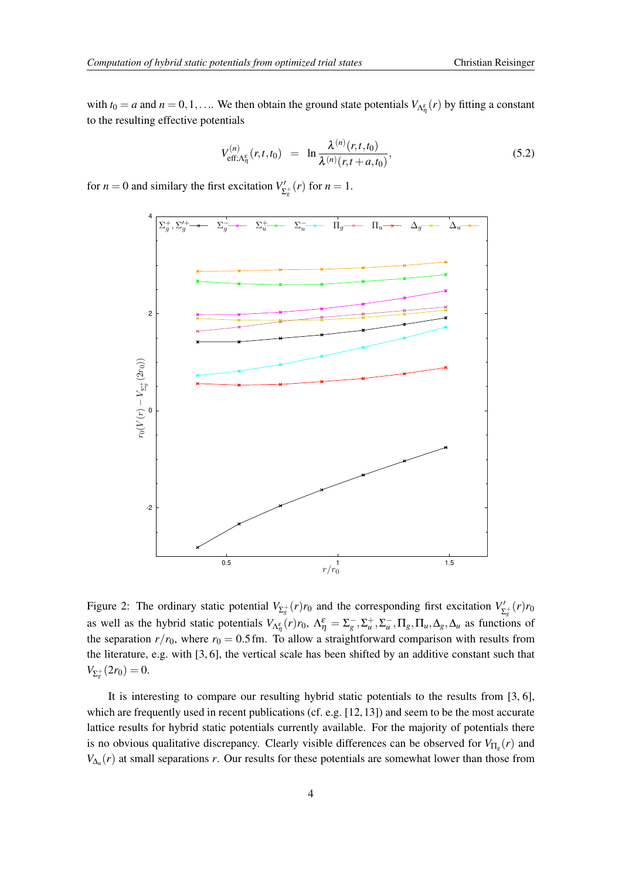with $t_0 = a$ and $n = 0, 1, \ldots$. We then obtain the ground state potentials $V_{\Lambda_\eta^\epsilon}(r)$ by fitting a constant to the resulting effective potentials

$$V^{(n)}_{\text{eff};\Lambda_\eta^\epsilon}(r,t,t_0) \quad = \quad \ln \frac{\lambda^{(n)}(r,t,t_0)}{\lambda^{(n)}(r,t+a,t_0)}, \tag{5.2}$$

for $n = 0$ and similarly the first excitation $V'_{\Sigma_g^+}(r)$ for $n = 1$.

$\Sigma_g^+, \Sigma_g'^+$ $\Sigma_g^-$ $\Sigma_u^+$ $\Sigma_u^-$ $\Pi_g$ $\Pi_u$ $\Delta_g$ $\Delta_u$

4

2

0

-2

$r_0(V(r) - V_{\Sigma_g^+}(2r_0))$

0.5

1

1.5

$r/r_0$

Figure 2: The ordinary static potential $V_{\Sigma_g^+}(r)r_0$ and the corresponding first excitation $V'_{\Sigma_g^+}(r)r_0$ as well as the hybrid static potentials $V_{\Lambda_\eta^\epsilon}(r)r_0$, $\Lambda_\eta^\epsilon = \Sigma_g^-, \Sigma_u^+, \Sigma_u^-, \Pi_g, \Pi_u, \Delta_g, \Delta_u$ as functions of the separation $r/r_0$, where $r_0 = 0.5\,\text{fm}$. To allow a straightforward comparison with results from the literature, e.g. with [3, 6], the vertical scale has been shifted by an additive constant such that $V_{\Sigma_g^+}(2r_0) = 0$.

It is interesting to compare our resulting hybrid static potentials to the results from [3, 6], which are frequently used in recent publications (cf. e.g. [12, 13]) and seem to be the most accurate lattice results for hybrid static potentials currently available. For the majority of potentials there is no obvious qualitative discrepancy. Clearly visible differences can be observed for $V_{\Pi_g}(r)$ and $V_{\Delta_u}(r)$ at small separations $r$. Our results for these potentials are somewhat lower than those from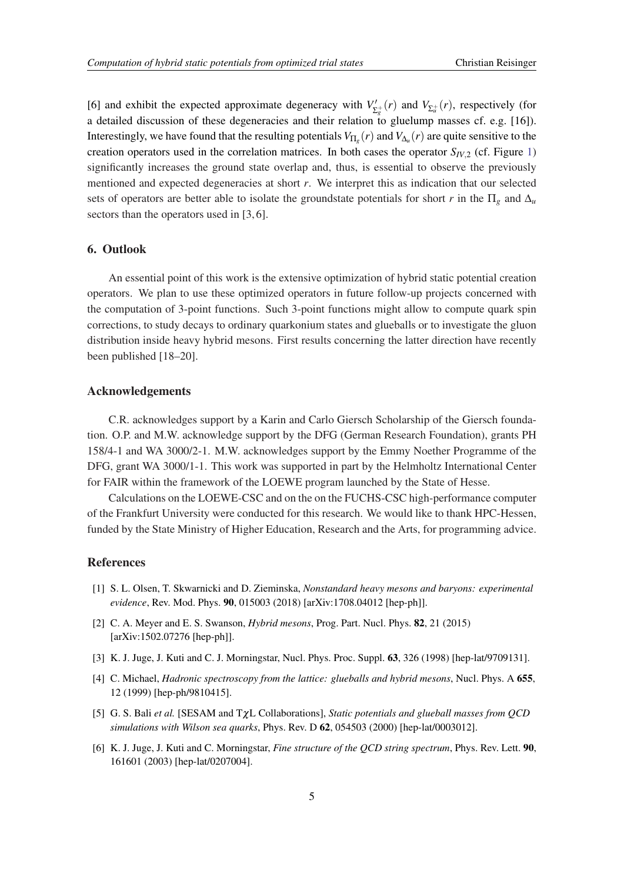[6] and exhibit the expected approximate degeneracy with $V'_{\Sigma_g^+}(r)$ and $V_{\Sigma_u^+}(r)$, respectively (for a detailed discussion of these degeneracies and their relation to gluelump masses cf. e.g. [16]). Interestingly, we have found that the resulting potentials $V_{\Pi_g}(r)$ and $V_{\Delta_u}(r)$ are quite sensitive to the creation operators used in the correlation matrices. In both cases the operator $S_{IV,2}$ (cf. Figure 1) significantly increases the ground state overlap and, thus, is essential to observe the previously mentioned and expected degeneracies at short $r$. We interpret this as indication that our selected sets of operators are better able to isolate the groundstate potentials for short $r$ in the $\Pi_g$ and $\Delta_u$ sectors than the operators used in [3, 6].

## 6. Outlook

An essential point of this work is the extensive optimization of hybrid static potential creation operators. We plan to use these optimized operators in future follow-up projects concerned with the computation of 3-point functions. Such 3-point functions might allow to compute quark spin corrections, to study decays to ordinary quarkonium states and glueballs or to investigate the gluon distribution inside heavy hybrid mesons. First results concerning the latter direction have recently been published [18–20].

## Acknowledgements

C.R. acknowledges support by a Karin and Carlo Giersch Scholarship of the Giersch foundation. O.P. and M.W. acknowledge support by the DFG (German Research Foundation), grants PH 158/4-1 and WA 3000/2-1. M.W. acknowledges support by the Emmy Noether Programme of the DFG, grant WA 3000/1-1. This work was supported in part by the Helmholtz International Center for FAIR within the framework of the LOEWE program launched by the State of Hesse.

Calculations on the LOEWE-CSC and on the on the FUCHS-CSC high-performance computer of the Frankfurt University were conducted for this research. We would like to thank HPC-Hessen, funded by the State Ministry of Higher Education, Research and the Arts, for programming advice.

## References

[1] S. L. Olsen, T. Skwarnicki and D. Zieminska, *Nonstandard heavy mesons and baryons: experimental evidence*, Rev. Mod. Phys. **90**, 015003 (2018) [arXiv:1708.04012 [hep-ph]].

[2] C. A. Meyer and E. S. Swanson, *Hybrid mesons*, Prog. Part. Nucl. Phys. **82**, 21 (2015) [arXiv:1502.07276 [hep-ph]].

[3] K. J. Juge, J. Kuti and C. J. Morningstar, Nucl. Phys. Proc. Suppl. **63**, 326 (1998) [hep-lat/9709131].

[4] C. Michael, *Hadronic spectroscopy from the lattice: glueballs and hybrid mesons*, Nucl. Phys. A **655**, 12 (1999) [hep-ph/9810415].

[5] G. S. Bali *et al.* [SESAM and T$\chi$L Collaborations], *Static potentials and glueball masses from QCD simulations with Wilson sea quarks*, Phys. Rev. D **62**, 054503 (2000) [hep-lat/0003012].

[6] K. J. Juge, J. Kuti and C. Morningstar, *Fine structure of the QCD string spectrum*, Phys. Rev. Lett. **90**, 161601 (2003) [hep-lat/0207004].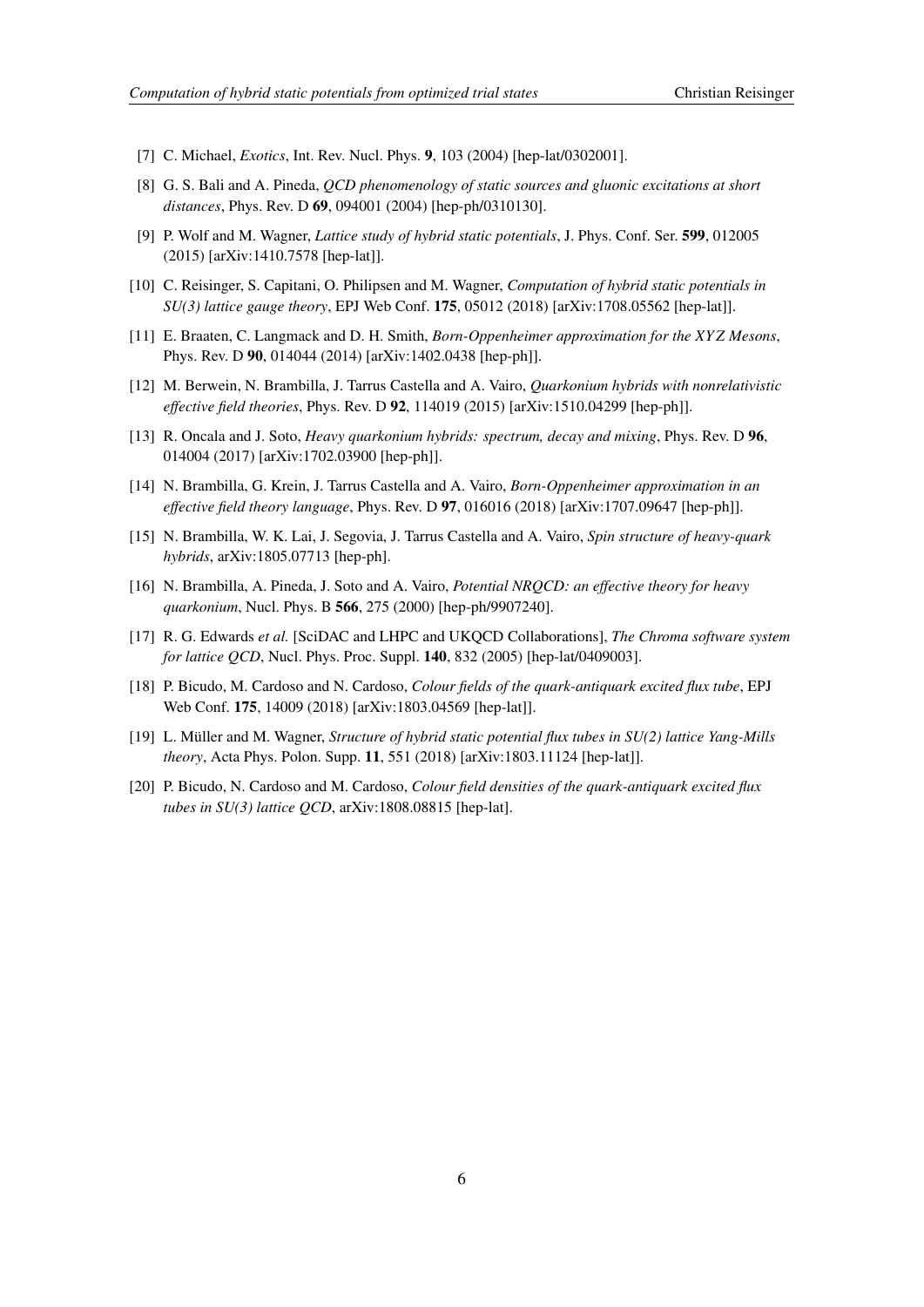[7] C. Michael, *Exotics*, Int. Rev. Nucl. Phys. **9**, 103 (2004) [hep-lat/0302001].

[8] G. S. Bali and A. Pineda, *QCD phenomenology of static sources and gluonic excitations at short distances*, Phys. Rev. D **69**, 094001 (2004) [hep-ph/0310130].

[9] P. Wolf and M. Wagner, *Lattice study of hybrid static potentials*, J. Phys. Conf. Ser. **599**, 012005 (2015) [arXiv:1410.7578 [hep-lat]].

[10] C. Reisinger, S. Capitani, O. Philipsen and M. Wagner, *Computation of hybrid static potentials in SU(3) lattice gauge theory*, EPJ Web Conf. **175**, 05012 (2018) [arXiv:1708.05562 [hep-lat]].

[11] E. Braaten, C. Langmack and D. H. Smith, *Born-Oppenheimer approximation for the XYZ Mesons*, Phys. Rev. D **90**, 014044 (2014) [arXiv:1402.0438 [hep-ph]].

[12] M. Berwein, N. Brambilla, J. Tarrus Castella and A. Vairo, *Quarkonium hybrids with nonrelativistic effective field theories*, Phys. Rev. D **92**, 114019 (2015) [arXiv:1510.04299 [hep-ph]].

[13] R. Oncala and J. Soto, *Heavy quarkonium hybrids: spectrum, decay and mixing*, Phys. Rev. D **96**, 014004 (2017) [arXiv:1702.03900 [hep-ph]].

[14] N. Brambilla, G. Krein, J. Tarrus Castella and A. Vairo, *Born-Oppenheimer approximation in an effective field theory language*, Phys. Rev. D **97**, 016016 (2018) [arXiv:1707.09647 [hep-ph]].

[15] N. Brambilla, W. K. Lai, J. Segovia, J. Tarrus Castella and A. Vairo, *Spin structure of heavy-quark hybrids*, arXiv:1805.07713 [hep-ph].

[16] N. Brambilla, A. Pineda, J. Soto and A. Vairo, *Potential NRQCD: an effective theory for heavy quarkonium*, Nucl. Phys. B **566**, 275 (2000) [hep-ph/9907240].

[17] R. G. Edwards *et al.* [SciDAC and LHPC and UKQCD Collaborations], *The Chroma software system for lattice QCD*, Nucl. Phys. Proc. Suppl. **140**, 832 (2005) [hep-lat/0409003].

[18] P. Bicudo, M. Cardoso and N. Cardoso, *Colour fields of the quark-antiquark excited flux tube*, EPJ Web Conf. **175**, 14009 (2018) [arXiv:1803.04569 [hep-lat]].

[19] L. Müller and M. Wagner, *Structure of hybrid static potential flux tubes in SU(2) lattice Yang-Mills theory*, Acta Phys. Polon. Supp. **11**, 551 (2018) [arXiv:1803.11124 [hep-lat]].

[20] P. Bicudo, N. Cardoso and M. Cardoso, *Colour field densities of the quark-antiquark excited flux tubes in SU(3) lattice QCD*, arXiv:1808.08815 [hep-lat].